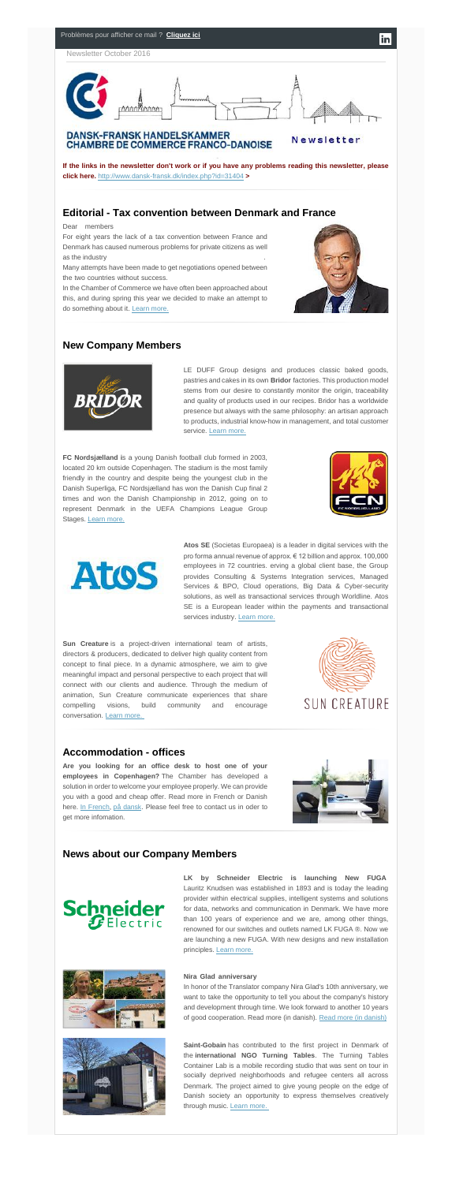Problèmes pour afficher ce mail ? **Cliquez ici**

Newsletter October 2016

**DANSK-FRANSK HANDELSKAMMER**
**CHAMBRE DE COMMERCE FRANCO-DANOISE**

**Newsletter**

**If the links in the newsletter don't work or if you have any problems reading this newsletter, please click here.** http://www.dansk-fransk.dk/index.php?id=31404 **>**

## Editorial - Tax convention between Denmark and France

Dear members

For eight years the lack of a tax convention between France and Denmark has caused numerous problems for private citizens as well as the industry.

Many attempts have been made to get negotiations opened between the two countries without success.

In the Chamber of Commerce we have often been approached about this, and during spring this year we decided to make an attempt to do something about it. Learn more.

## New Company Members

LE DUFF Group designs and produces classic baked goods, pastries and cakes in its own **Bridor** factories. This production model stems from our desire to constantly monitor the origin, traceability and quality of products used in our recipes. Bridor has a worldwide presence but always with the same philosophy: an artisan approach to products, industrial know-how in management, and total customer service. Learn more.

**FC Nordsjælland** is a young Danish football club formed in 2003, located 20 km outside Copenhagen. The stadium is the most family friendly in the country and despite being the youngest club in the Danish Superliga, FC Nordsjælland has won the Danish Cup final 2 times and won the Danish Championship in 2012, going on to represent Denmark in the UEFA Champions League Group Stages. Learn more.

**Atos SE** (Societas Europaea) is a leader in digital services with the pro forma annual revenue of approx. € 12 billion and approx. 100,000 employees in 72 countries. erving a global client base, the Group provides Consulting & Systems Integration services, Managed Services & BPO, Cloud operations, Big Data & Cyber-security solutions, as well as transactional services through Worldline. Atos SE is a European leader within the payments and transactional services industry. Learn more.

**Sun Creature** is a project-driven international team of artists, directors & producers, dedicated to deliver high quality content from concept to final piece. In a dynamic atmosphere, we aim to give meaningful impact and personal perspective to each project that will connect with our clients and audience. Through the medium of animation, Sun Creature communicate experiences that share compelling visions, build community and encourage conversation. Learn more.

## Accommodation - offices

**Are you looking for an office desk to host one of your employees in Copenhagen?** The Chamber has developed a solution in order to welcome your employee properly. We can provide you with a good and cheap offer. Read more in French or Danish here. In French, på dansk. Please feel free to contact us in oder to get more infomation.

## News about our Company Members

**LK by Schneider Electric is launching New FUGA.** Lauritz Knudsen was established in 1893 and is today the leading provider within electrical supplies, intelligent systems and solutions for data, networks and communication in Denmark. We have more than 100 years of experience and we are, among other things, renowned for our switches and outlets named LK FUGA ®. Now we are launching a new FUGA. With new designs and new installation principles. Learn more.

**Nira Glad anniversary**

In honor of the Translator company Nira Glad's 10th anniversary, we want to take the opportunity to tell you about the company's history and development through time. We look forward to another 10 years of good cooperation. Read more (in danish). Read more (in danish)

**Saint-Gobain** has contributed to the first project in Denmark of the **international NGO Turning Tables**. The Turning Tables Container Lab is a mobile recording studio that was sent on tour in socially deprived neighborhoods and refugee centers all across Denmark. The project aimed to give young people on the edge of Danish society an opportunity to express themselves creatively through music. Learn more.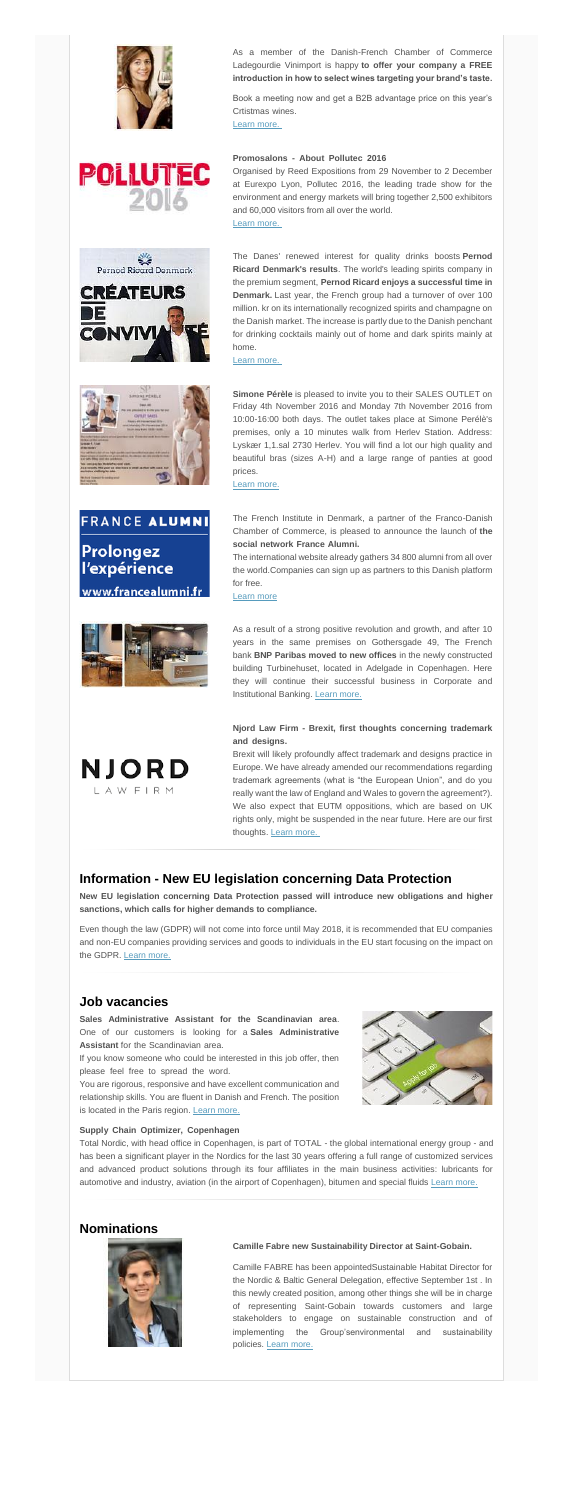As a member of the Danish-French Chamber of Commerce Ladegourdie Vinimport is happy **to offer your company a FREE introduction in how to select wines targeting your brand's taste.**

Book a meeting now and get a B2B advantage price on this year's Crtistmas wines.

Learn more.

**Promosalons - About Pollutec 2016**

Organised by Reed Expositions from 29 November to 2 December at Eurexpo Lyon, Pollutec 2016, the leading trade show for the environment and energy markets will bring together 2,500 exhibitors and 60,000 visitors from all over the world.

Learn more.

The Danes' renewed interest for quality drinks boosts **Pernod Ricard Denmark's results**. The world's leading spirits company in the premium segment, **Pernod Ricard enjoys a successful time in Denmark.** Last year, the French group had a turnover of over 100 million. kr on its internationally recognized spirits and champagne on the Danish market. The increase is partly due to the Danish penchant for drinking cocktails mainly out of home and dark spirits mainly at home.

Learn more.

**Simone Pérèle** is pleased to invite you to their SALES OUTLET on Friday 4th November 2016 and Monday 7th November 2016 from 10:00-16:00 both days. The outlet takes place at Simone Perèle's premises, only a 10 minutes walk from Herlev Station. Address: Lyskær 1,1.sal 2730 Herlev. You will find a lot our high quality and beautiful bras (sizes A-H) and a large range of panties at good prices.

Learn more.

The French Institute in Denmark, a partner of the Franco-Danish Chamber of Commerce, is pleased to announce the launch of **the social network France Alumni.**

The international website already gathers 34 800 alumni from all over the world.Companies can sign up as partners to this Danish platform for free.

Learn more

As a result of a strong positive revolution and growth, and after 10 years in the same premises on Gothersgade 49, The French bank **BNP Paribas moved to new offices** in the newly constructed building Turbinehuset, located in Adelgade in Copenhagen. Here they will continue their successful business in Corporate and Institutional Banking. Learn more.

**Njord Law Firm - Brexit, first thoughts concerning trademark and designs.**

Brexit will likely profoundly affect trademark and designs practice in Europe. We have already amended our recommendations regarding trademark agreements (what is "the European Union", and do you really want the law of England and Wales to govern the agreement?). We also expect that EUTM oppositions, which are based on UK rights only, might be suspended in the near future. Here are our first thoughts. Learn more.

## Information - New EU legislation concerning Data Protection

**New EU legislation concerning Data Protection passed will introduce new obligations and higher sanctions, which calls for higher demands to compliance.**

Even though the law (GDPR) will not come into force until May 2018, it is recommended that EU companies and non-EU companies providing services and goods to individuals in the EU start focusing on the impact on the GDPR. Learn more.

## Job vacancies

**Sales Administrative Assistant for the Scandinavian area**. One of our customers is looking for a **Sales Administrative Assistant** for the Scandinavian area.

If you know someone who could be interested in this job offer, then please feel free to spread the word.

You are rigorous, responsive and have excellent communication and relationship skills. You are fluent in Danish and French. The position is located in the Paris region. Learn more.

**Supply Chain Optimizer, Copenhagen**

Total Nordic, with head office in Copenhagen, is part of TOTAL - the global international energy group - and has been a significant player in the Nordics for the last 30 years offering a full range of customized services and advanced product solutions through its four affiliates in the main business activities: lubricants for automotive and industry, aviation (in the airport of Copenhagen), bitumen and special fluids Learn more.

## Nominations

**Camille Fabre new Sustainability Director at Saint-Gobain.**

Camille FABRE has been appointedSustainable Habitat Director for the Nordic & Baltic General Delegation, effective September 1st . In this newly created position, among other things she will be in charge of representing Saint-Gobain towards customers and large stakeholders to engage on sustainable construction and of implementing the Group'senvironmental and sustainability policies. Learn more.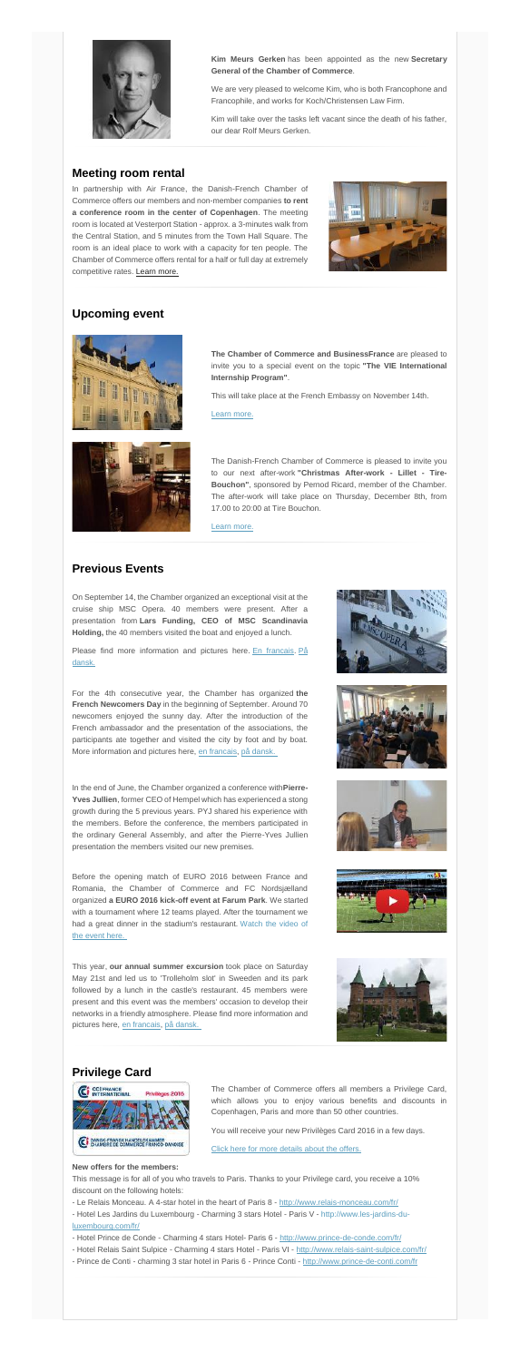**Kim Meurs Gerken** has been appointed as the new **Secretary General of the Chamber of Commerce**.

We are very pleased to welcome Kim, who is both Francophone and Francophile, and works for Koch/Christensen Law Firm.

Kim will take over the tasks left vacant since the death of his father, our dear Rolf Meurs Gerken.

## Meeting room rental

In partnership with Air France, the Danish-French Chamber of Commerce offers our members and non-member companies **to rent a conference room in the center of Copenhagen**. The meeting room is located at Vesterport Station - approx. a 3-minutes walk from the Central Station, and 5 minutes from the Town Hall Square. The room is an ideal place to work with a capacity for ten people. The Chamber of Commerce offers rental for a half or full day at extremely competitive rates. Learn more.

## Upcoming event

**The Chamber of Commerce and BusinessFrance** are pleased to invite you to a special event on the topic **"The VIE International Internship Program"**.

This will take place at the French Embassy on November 14th.

Learn more.

The Danish-French Chamber of Commerce is pleased to invite you to our next after-work **"Christmas After-work - Lillet - Tire-Bouchon"**, sponsored by Pernod Ricard, member of the Chamber. The after-work will take place on Thursday, December 8th, from 17.00 to 20:00 at Tire Bouchon.

Learn more.

## Previous Events

On September 14, the Chamber organized an exceptional visit at the cruise ship MSC Opera. 40 members were present. After a presentation from **Lars Funding, CEO of MSC Scandinavia Holding,** the 40 members visited the boat and enjoyed a lunch.

Please find more information and pictures here. En francais. På dansk.

For the 4th consecutive year, the Chamber has organized **the French Newcomers Day** in the beginning of September. Around 70 newcomers enjoyed the sunny day. After the introduction of the French ambassador and the presentation of the associations, the participants ate together and visited the city by foot and by boat. More information and pictures here, en francais, på dansk.

In the end of June, the Chamber organized a conference with**Pierre-Yves Jullien**, former CEO of Hempel which has experienced a stong growth during the 5 previous years. PYJ shared his experience with the members. Before the conference, the members participated in the ordinary General Assembly, and after the Pierre-Yves Jullien presentation the members visited our new premises.

Before the opening match of EURO 2016 between France and Romania, the Chamber of Commerce and FC Nordsjælland organized **a EURO 2016 kick-off event at Farum Park**. We started with a tournament where 12 teams played. After the tournament we had a great dinner in the stadium's restaurant. Watch the video of the event here.

This year, **our annual summer excursion** took place on Saturday May 21st and led us to 'Trolleholm slot' in Sweeden and its park followed by a lunch in the castle's restaurant. 45 members were present and this event was the members' occasion to develop their networks in a friendly atmosphere. Please find more information and pictures here, en francais, på dansk.

## Privilege Card

The Chamber of Commerce offers all members a Privilege Card, which allows you to enjoy various benefits and discounts in Copenhagen, Paris and more than 50 other countries.

You will receive your new Privilèges Card 2016 in a few days.

Click here for more details about the offers.

**New offers for the members:**

This message is for all of you who travels to Paris. Thanks to your Privilege card, you receive a 10% discount on the following hotels:

- Le Relais Monceau. A 4-star hotel in the heart of Paris 8 - http://www.relais-monceau.com/fr/
- Hotel Les Jardins du Luxembourg - Charming 3 stars Hotel - Paris V - http://www.les-jardins-du-luxembourg.com/fr/
- Hotel Prince de Conde - Charming 4 stars Hotel- Paris 6 - http://www.prince-de-conde.com/fr/
- Hotel Relais Saint Sulpice - Charming 4 stars Hotel - Paris VI - http://www.relais-saint-sulpice.com/fr/
- Prince de Conti - charming 3 star hotel in Paris 6 - Prince Conti - http://www.prince-de-conti.com/fr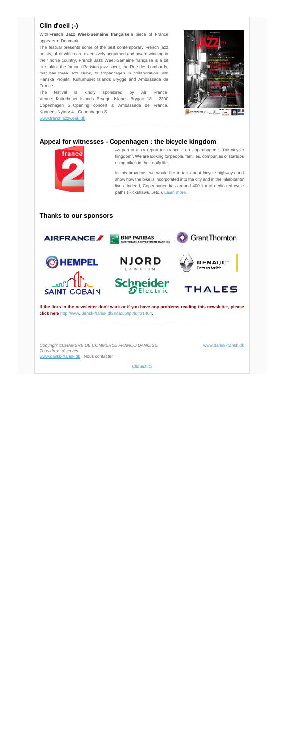## Clin d'oeil ;-)

With **French Jazz Week-Semaine française** a piece of France appears in Denmark.

The festival presents some of the best contemporary French jazz artists, all of which are extensively acclaimed and award winning in their home country. French Jazz Week-Semaine française is a bit like taking the famous Parisian jazz street, the Rue des Lombards, that has three jazz clubs, to Copenhagen. In collaboration with Hanska Projekt, Kulturhuset Islands Brygge and Ambassade de France

The festival is kindly sponsored by Air France

Venue: Kulturhuset Islands Brygge, Islands Brygge 18 - 2300 Copenhagen S. Opening concert at Ambassade de France, Kongens Nytorv 4 - Copenhagen S

www.frenchjazzweek.dk

## Appeal for witnesses - Copenhagen : the bicycle kingdom

As part of a TV report for France 2 on Copenhagen : "The bicycle kingdom". We are looking for people, families, companies or startups using bikes in their daily life.

In this broadcast we would like to talk about bicycle highways and show how the bike is incorporated into the city and in the inhabitants' lives. Indeed, Copenhagen has around 400 km of dedicated cycle paths (Rickshaws…etc.). Learn more.

## Thanks to our sponsors

AIRFRANCE

BNP PARIBAS CORPORATE & INVESTMENT BANKING

Grant Thornton

HEMPEL

NJORD LAW FIRM

RENAULT Passion for life

SAINT-GOBAIN

Schneider Electric

THALES

**If the links in the newsletter don't work or if you have any problems reading this newsletter, please click here** http://www.dansk-fransk.dk/index.php?id=31404**.**

*Copyright ©CHAMBRE DE COMMERCE FRANCO DANOISE.* www.dansk-fransk.dk

*Tous droits réservés.*

www.dansk-fransk.dk | Nous contacter

Cliquez ici